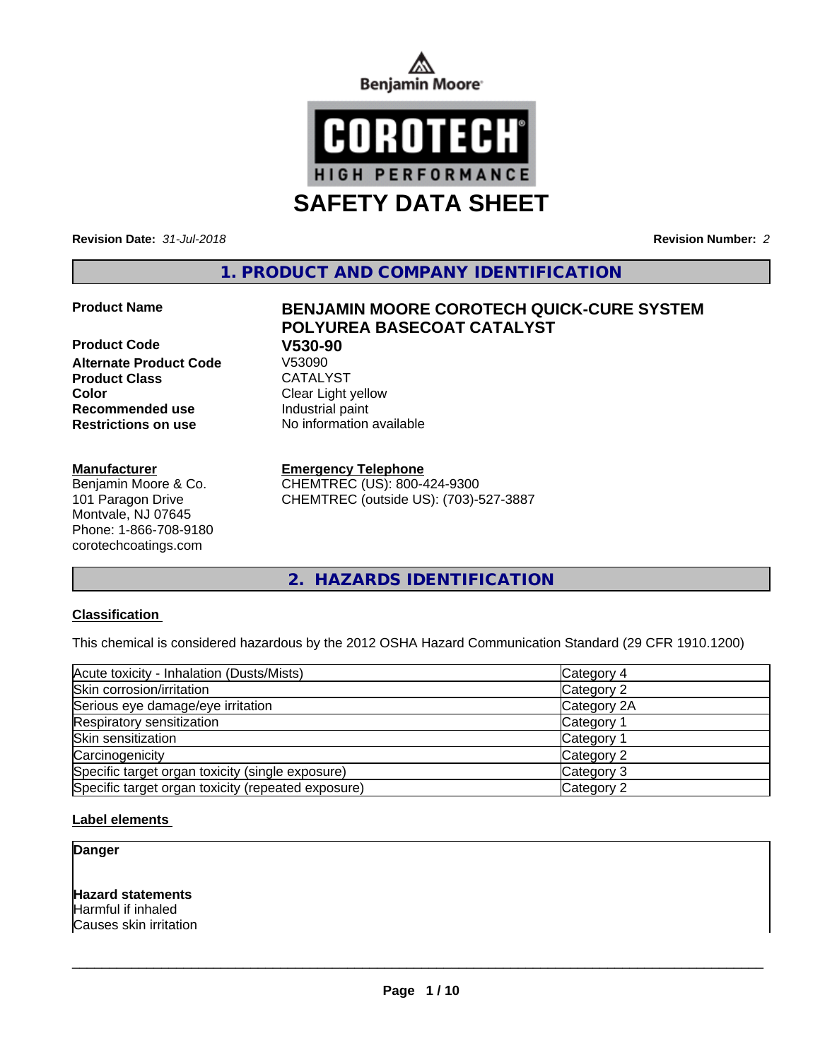Benjamin Moore

COROTECH® HIGH PERFORMANCE

# SAFETY DATA SHEET

**Revision Date:** *31-Jul-2018*

**Revision Number:** *2*

## 1. PRODUCT AND COMPANY IDENTIFICATION

| | |
|---|---|
| **Product Name** | **BENJAMIN MOORE COROTECH QUICK-CURE SYSTEM POLYUREA BASECOAT CATALYST** |
| **Product Code** | **V530-90** |
| **Alternate Product Code** | V53090 |
| **Product Class** | CATALYST |
| **Color** | Clear Light yellow |
| **Recommended use** | Industrial paint |
| **Restrictions on use** | No information available |

**Manufacturer**

Benjamin Moore & Co.
101 Paragon Drive
Montvale, NJ 07645
Phone: 1-866-708-9180
corotechcoatings.com

**Emergency Telephone**

CHEMTREC (US): 800-424-9300
CHEMTREC (outside US): (703)-527-3887

## 2. HAZARDS IDENTIFICATION

### Classification

This chemical is considered hazardous by the 2012 OSHA Hazard Communication Standard (29 CFR 1910.1200)

| | |
|---|---|
| Acute toxicity - Inhalation (Dusts/Mists) | Category 4 |
| Skin corrosion/irritation | Category 2 |
| Serious eye damage/eye irritation | Category 2A |
| Respiratory sensitization | Category 1 |
| Skin sensitization | Category 1 |
| Carcinogenicity | Category 2 |
| Specific target organ toxicity (single exposure) | Category 3 |
| Specific target organ toxicity (repeated exposure) | Category 2 |

### Label elements

**Danger**

**Hazard statements**

Harmful if inhaled

Causes skin irritation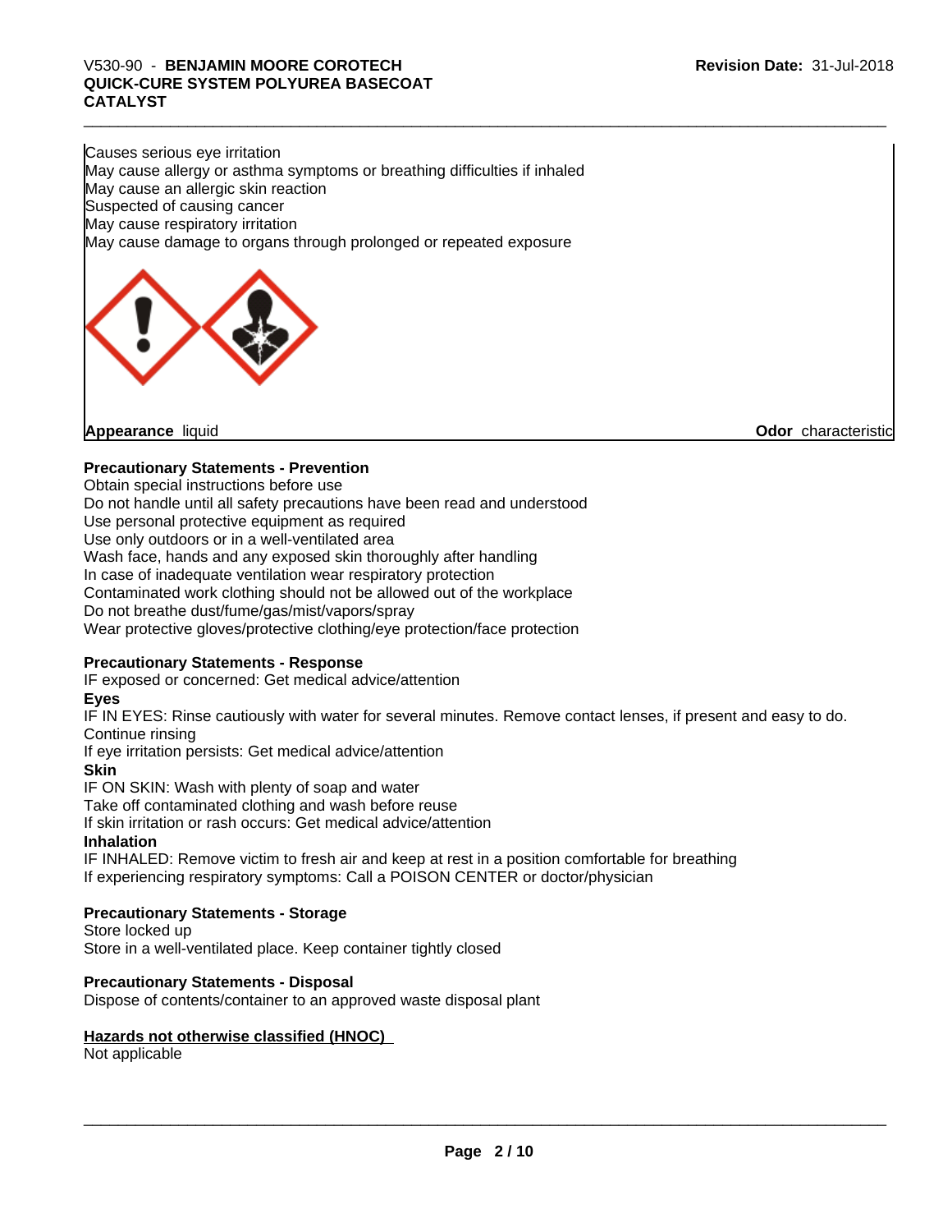Causes serious eye irritation
May cause allergy or asthma symptoms or breathing difficulties if inhaled
May cause an allergic skin reaction
Suspected of causing cancer
May cause respiratory irritation
May cause damage to organs through prolonged or repeated exposure

**Appearance** liquid **Odor** characteristic

**Precautionary Statements - Prevention**

Obtain special instructions before use
Do not handle until all safety precautions have been read and understood
Use personal protective equipment as required
Use only outdoors or in a well-ventilated area
Wash face, hands and any exposed skin thoroughly after handling
In case of inadequate ventilation wear respiratory protection
Contaminated work clothing should not be allowed out of the workplace
Do not breathe dust/fume/gas/mist/vapors/spray
Wear protective gloves/protective clothing/eye protection/face protection

**Precautionary Statements - Response**

IF exposed or concerned: Get medical advice/attention

**Eyes**

IF IN EYES: Rinse cautiously with water for several minutes. Remove contact lenses, if present and easy to do. Continue rinsing
If eye irritation persists: Get medical advice/attention

**Skin**

IF ON SKIN: Wash with plenty of soap and water
Take off contaminated clothing and wash before reuse
If skin irritation or rash occurs: Get medical advice/attention

**Inhalation**

IF INHALED: Remove victim to fresh air and keep at rest in a position comfortable for breathing
If experiencing respiratory symptoms: Call a POISON CENTER or doctor/physician

**Precautionary Statements - Storage**

Store locked up
Store in a well-ventilated place. Keep container tightly closed

**Precautionary Statements - Disposal**

Dispose of contents/container to an approved waste disposal plant

**Hazards not otherwise classified (HNOC)**

Not applicable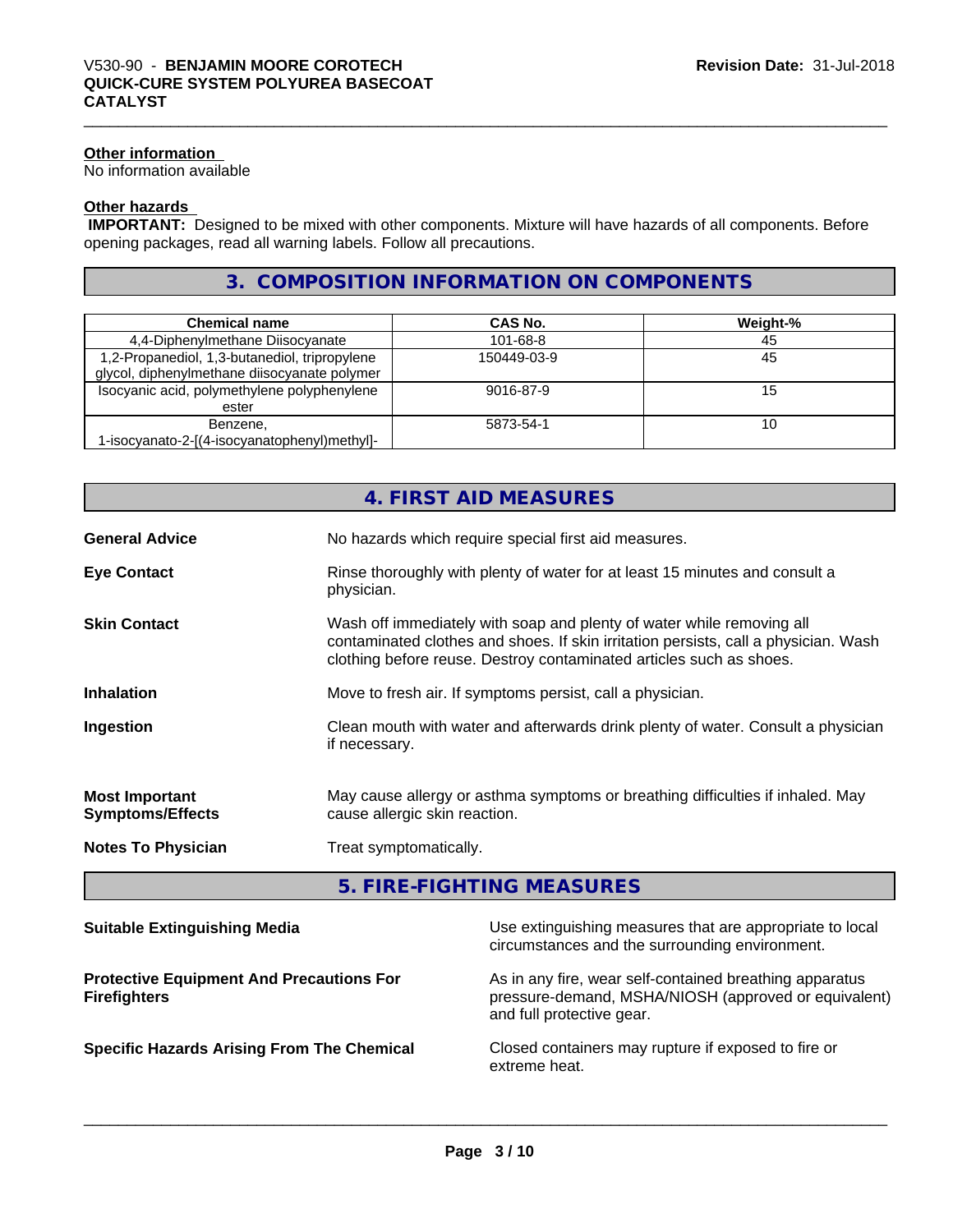**Other information**
No information available

**Other hazards**
**IMPORTANT:** Designed to be mixed with other components. Mixture will have hazards of all components. Before opening packages, read all warning labels. Follow all precautions.

## 3. COMPOSITION INFORMATION ON COMPONENTS

| Chemical name | CAS No. | Weight-% |
|---|---|---|
| 4,4-Diphenylmethane Diisocyanate | 101-68-8 | 45 |
| 1,2-Propanediol, 1,3-butanediol, tripropylene glycol, diphenylmethane diisocyanate polymer | 150449-03-9 | 45 |
| Isocyanic acid, polymethylene polyphenylene ester | 9016-87-9 | 15 |
| Benzene, 1-isocyanato-2-[(4-isocyanatophenyl)methyl]- | 5873-54-1 | 10 |

## 4. FIRST AID MEASURES

**General Advice** No hazards which require special first aid measures.

**Eye Contact** Rinse thoroughly with plenty of water for at least 15 minutes and consult a physician.

**Skin Contact** Wash off immediately with soap and plenty of water while removing all contaminated clothes and shoes. If skin irritation persists, call a physician. Wash clothing before reuse. Destroy contaminated articles such as shoes.

**Inhalation** Move to fresh air. If symptoms persist, call a physician.

**Ingestion** Clean mouth with water and afterwards drink plenty of water. Consult a physician if necessary.

**Most Important Symptoms/Effects** May cause allergy or asthma symptoms or breathing difficulties if inhaled. May cause allergic skin reaction.

**Notes To Physician** Treat symptomatically.

## 5. FIRE-FIGHTING MEASURES

**Suitable Extinguishing Media** Use extinguishing measures that are appropriate to local circumstances and the surrounding environment.

**Protective Equipment And Precautions For Firefighters** As in any fire, wear self-contained breathing apparatus pressure-demand, MSHA/NIOSH (approved or equivalent) and full protective gear.

**Specific Hazards Arising From The Chemical** Closed containers may rupture if exposed to fire or extreme heat.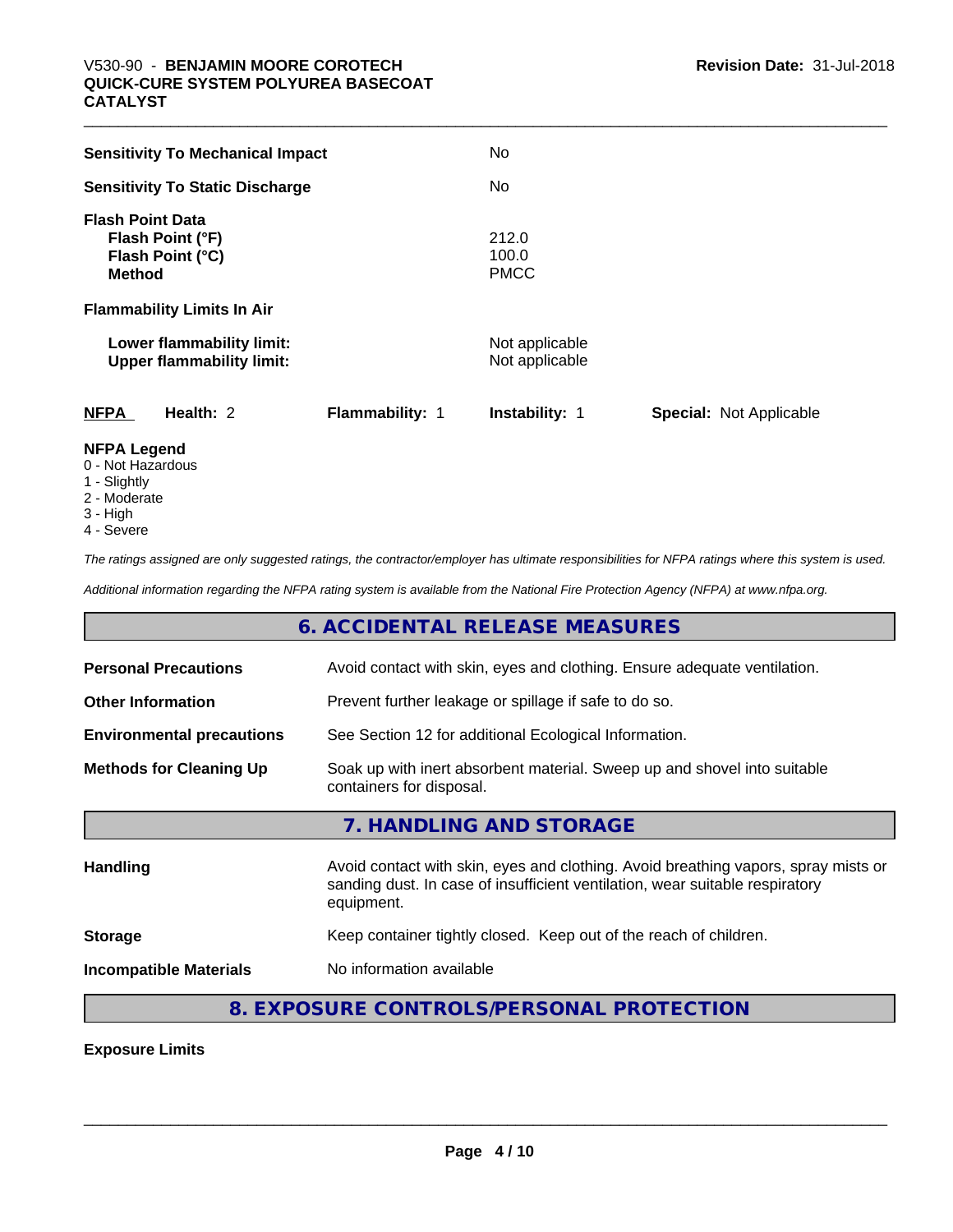| | |
|---|---|
| **Sensitivity To Mechanical Impact** | No |
| **Sensitivity To Static Discharge** | No |

**Flash Point Data**

| | |
|---|---|
| **Flash Point (°F)** | 212.0 |
| **Flash Point (°C)** | 100.0 |
| **Method** | PMCC |

**Flammability Limits In Air**

| | |
|---|---|
| **Lower flammability limit:** | Not applicable |
| **Upper flammability limit:** | Not applicable |

| **NFPA** | **Health:** 2 | **Flammability:** 1 | **Instability:** 1 | **Special:** Not Applicable |
|---|---|---|---|---|

**NFPA Legend**

- 0 - Not Hazardous
- 1 - Slightly
- 2 - Moderate
- 3 - High
- 4 - Severe

*The ratings assigned are only suggested ratings, the contractor/employer has ultimate responsibilities for NFPA ratings where this system is used.*

*Additional information regarding the NFPA rating system is available from the National Fire Protection Agency (NFPA) at www.nfpa.org.*

## 6. ACCIDENTAL RELEASE MEASURES

| | |
|---|---|
| **Personal Precautions** | Avoid contact with skin, eyes and clothing. Ensure adequate ventilation. |
| **Other Information** | Prevent further leakage or spillage if safe to do so. |
| **Environmental precautions** | See Section 12 for additional Ecological Information. |
| **Methods for Cleaning Up** | Soak up with inert absorbent material. Sweep up and shovel into suitable containers for disposal. |

## 7. HANDLING AND STORAGE

| | |
|---|---|
| **Handling** | Avoid contact with skin, eyes and clothing. Avoid breathing vapors, spray mists or sanding dust. In case of insufficient ventilation, wear suitable respiratory equipment. |
| **Storage** | Keep container tightly closed. Keep out of the reach of children. |
| **Incompatible Materials** | No information available |

## 8. EXPOSURE CONTROLS/PERSONAL PROTECTION

**Exposure Limits**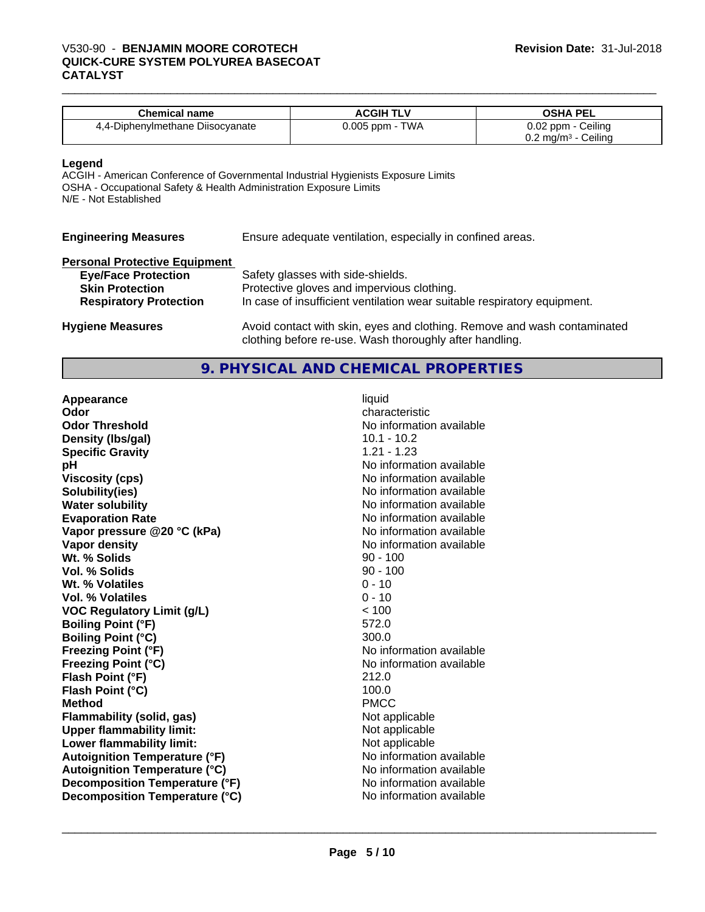| Chemical name | ACGIH TLV | OSHA PEL |
|---|---|---|
| 4,4-Diphenylmethane Diisocyanate | 0.005 ppm - TWA | 0.02 ppm - Ceiling<br>0.2 mg/m³ - Ceiling |

**Legend**
ACGIH - American Conference of Governmental Industrial Hygienists Exposure Limits
OSHA - Occupational Safety & Health Administration Exposure Limits
N/E - Not Established

**Engineering Measures** Ensure adequate ventilation, especially in confined areas.

**Personal Protective Equipment**

- **Eye/Face Protection** Safety glasses with side-shields.
- **Skin Protection** Protective gloves and impervious clothing.
- **Respiratory Protection** In case of insufficient ventilation wear suitable respiratory equipment.

**Hygiene Measures** Avoid contact with skin, eyes and clothing. Remove and wash contaminated clothing before re-use. Wash thoroughly after handling.

## 9. PHYSICAL AND CHEMICAL PROPERTIES

| | |
|---|---|
| **Appearance** | liquid |
| **Odor** | characteristic |
| **Odor Threshold** | No information available |
| **Density (lbs/gal)** | 10.1 - 10.2 |
| **Specific Gravity** | 1.21 - 1.23 |
| **pH** | No information available |
| **Viscosity (cps)** | No information available |
| **Solubility(ies)** | No information available |
| **Water solubility** | No information available |
| **Evaporation Rate** | No information available |
| **Vapor pressure @20 °C (kPa)** | No information available |
| **Vapor density** | No information available |
| **Wt. % Solids** | 90 - 100 |
| **Vol. % Solids** | 90 - 100 |
| **Wt. % Volatiles** | 0 - 10 |
| **Vol. % Volatiles** | 0 - 10 |
| **VOC Regulatory Limit (g/L)** | < 100 |
| **Boiling Point (°F)** | 572.0 |
| **Boiling Point (°C)** | 300.0 |
| **Freezing Point (°F)** | No information available |
| **Freezing Point (°C)** | No information available |
| **Flash Point (°F)** | 212.0 |
| **Flash Point (°C)** | 100.0 |
| **Method** | PMCC |
| **Flammability (solid, gas)** | Not applicable |
| **Upper flammability limit:** | Not applicable |
| **Lower flammability limit:** | Not applicable |
| **Autoignition Temperature (°F)** | No information available |
| **Autoignition Temperature (°C)** | No information available |
| **Decomposition Temperature (°F)** | No information available |
| **Decomposition Temperature (°C)** | No information available |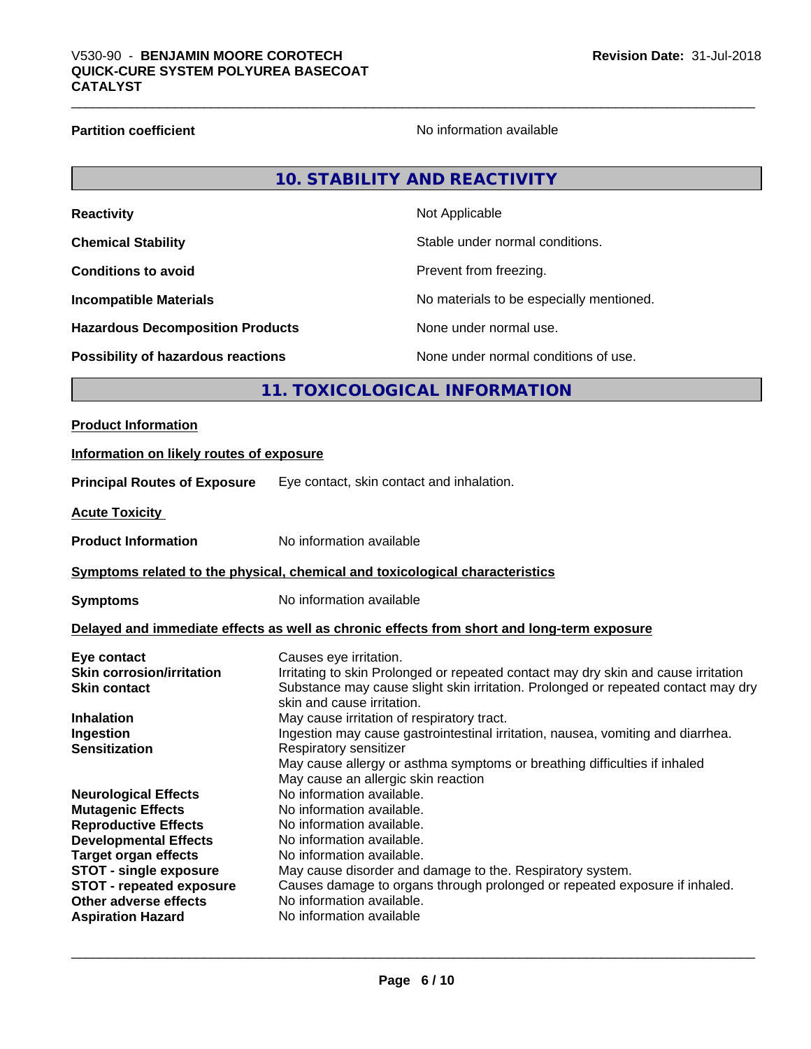**Partition coefficient** No information available

## 10. STABILITY AND REACTIVITY

| | |
|---|---|
| **Reactivity** | Not Applicable |
| **Chemical Stability** | Stable under normal conditions. |
| **Conditions to avoid** | Prevent from freezing. |
| **Incompatible Materials** | No materials to be especially mentioned. |
| **Hazardous Decomposition Products** | None under normal use. |
| **Possibility of hazardous reactions** | None under normal conditions of use. |

## 11. TOXICOLOGICAL INFORMATION

**Product Information**

**Information on likely routes of exposure**

**Principal Routes of Exposure** Eye contact, skin contact and inhalation.

**Acute Toxicity**

**Product Information** No information available

**Symptoms related to the physical, chemical and toxicological characteristics**

**Symptoms** No information available

**Delayed and immediate effects as well as chronic effects from short and long-term exposure**

| | |
|---|---|
| **Eye contact** | Causes eye irritation. |
| **Skin corrosion/irritation** | Irritating to skin Prolonged or repeated contact may dry skin and cause irritation |
| **Skin contact** | Substance may cause slight skin irritation. Prolonged or repeated contact may dry skin and cause irritation. |
| **Inhalation** | May cause irritation of respiratory tract. |
| **Ingestion** | Ingestion may cause gastrointestinal irritation, nausea, vomiting and diarrhea. |
| **Sensitization** | Respiratory sensitizer<br>May cause allergy or asthma symptoms or breathing difficulties if inhaled<br>May cause an allergic skin reaction |
| **Neurological Effects** | No information available. |
| **Mutagenic Effects** | No information available. |
| **Reproductive Effects** | No information available. |
| **Developmental Effects** | No information available. |
| **Target organ effects** | No information available. |
| **STOT - single exposure** | May cause disorder and damage to the. Respiratory system. |
| **STOT - repeated exposure** | Causes damage to organs through prolonged or repeated exposure if inhaled. |
| **Other adverse effects** | No information available. |
| **Aspiration Hazard** | No information available |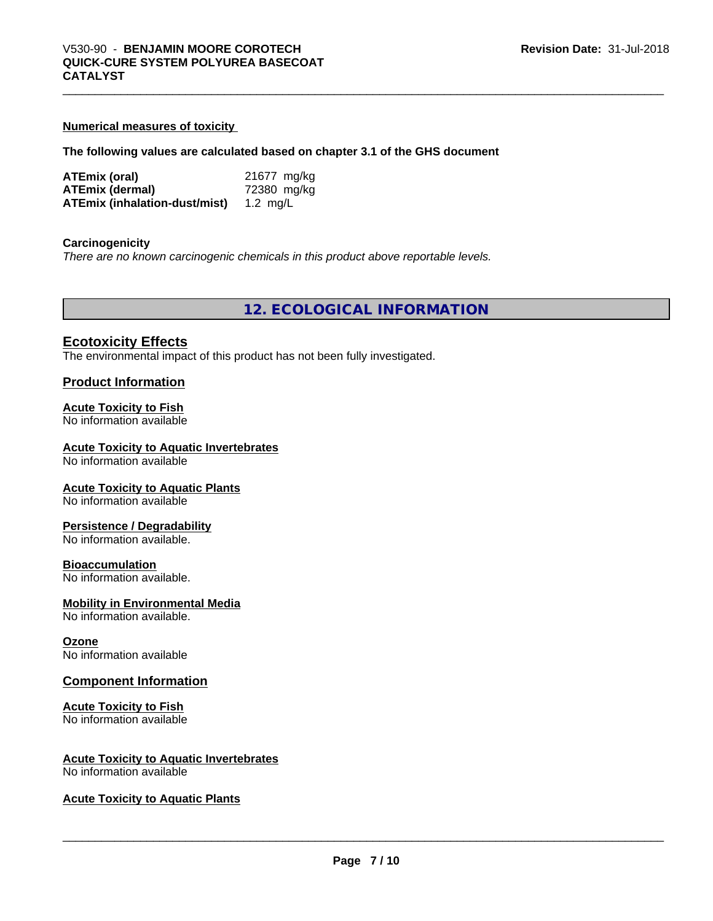#### Numerical measures of toxicity

**The following values are calculated based on chapter 3.1 of the GHS document**

| | |
|---|---|
| **ATEmix (oral)** | 21677 mg/kg |
| **ATEmix (dermal)** | 72380 mg/kg |
| **ATEmix (inhalation-dust/mist)** | 1.2 mg/L |

**Carcinogenicity**

*There are no known carcinogenic chemicals in this product above reportable levels.*

## 12. ECOLOGICAL INFORMATION

### Ecotoxicity Effects

The environmental impact of this product has not been fully investigated.

### Product Information

**Acute Toxicity to Fish**
No information available

**Acute Toxicity to Aquatic Invertebrates**
No information available

**Acute Toxicity to Aquatic Plants**
No information available

**Persistence / Degradability**
No information available.

**Bioaccumulation**
No information available.

**Mobility in Environmental Media**
No information available.

**Ozone**
No information available

### Component Information

**Acute Toxicity to Fish**
No information available

**Acute Toxicity to Aquatic Invertebrates**
No information available

**Acute Toxicity to Aquatic Plants**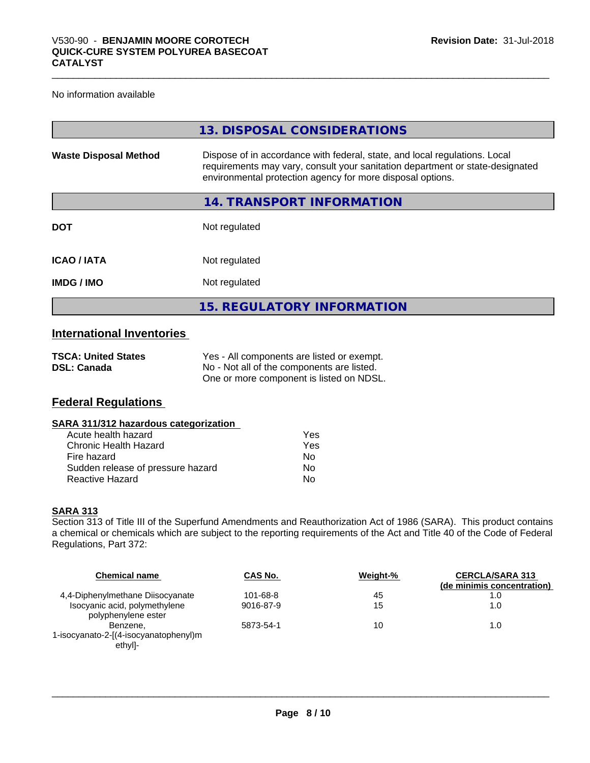No information available

## 13. DISPOSAL CONSIDERATIONS

**Waste Disposal Method** Dispose of in accordance with federal, state, and local regulations. Local requirements may vary, consult your sanitation department or state-designated environmental protection agency for more disposal options.

## 14. TRANSPORT INFORMATION

**DOT** Not regulated

**ICAO / IATA** Not regulated

**IMDG / IMO** Not regulated

## 15. REGULATORY INFORMATION

### International Inventories

**TSCA: United States** Yes - All components are listed or exempt.
**DSL: Canada** No - Not all of the components are listed.
One or more component is listed on NDSL.

### Federal Regulations

**SARA 311/312 hazardous categorization**

| | |
|---|---|
| Acute health hazard | Yes |
| Chronic Health Hazard | Yes |
| Fire hazard | No |
| Sudden release of pressure hazard | No |
| Reactive Hazard | No |

**SARA 313**
Section 313 of Title III of the Superfund Amendments and Reauthorization Act of 1986 (SARA). This product contains a chemical or chemicals which are subject to the reporting requirements of the Act and Title 40 of the Code of Federal Regulations, Part 372:

| Chemical name | CAS No. | Weight-% | CERCLA/SARA 313 (de minimis concentration) |
|---|---|---|---|
| 4,4-Diphenylmethane Diisocyanate | 101-68-8 | 45 | 1.0 |
| Isocyanic acid, polymethylene polyphenylene ester | 9016-87-9 | 15 | 1.0 |
| Benzene, 1-isocyanato-2-[(4-isocyanatophenyl)methyl]- | 5873-54-1 | 10 | 1.0 |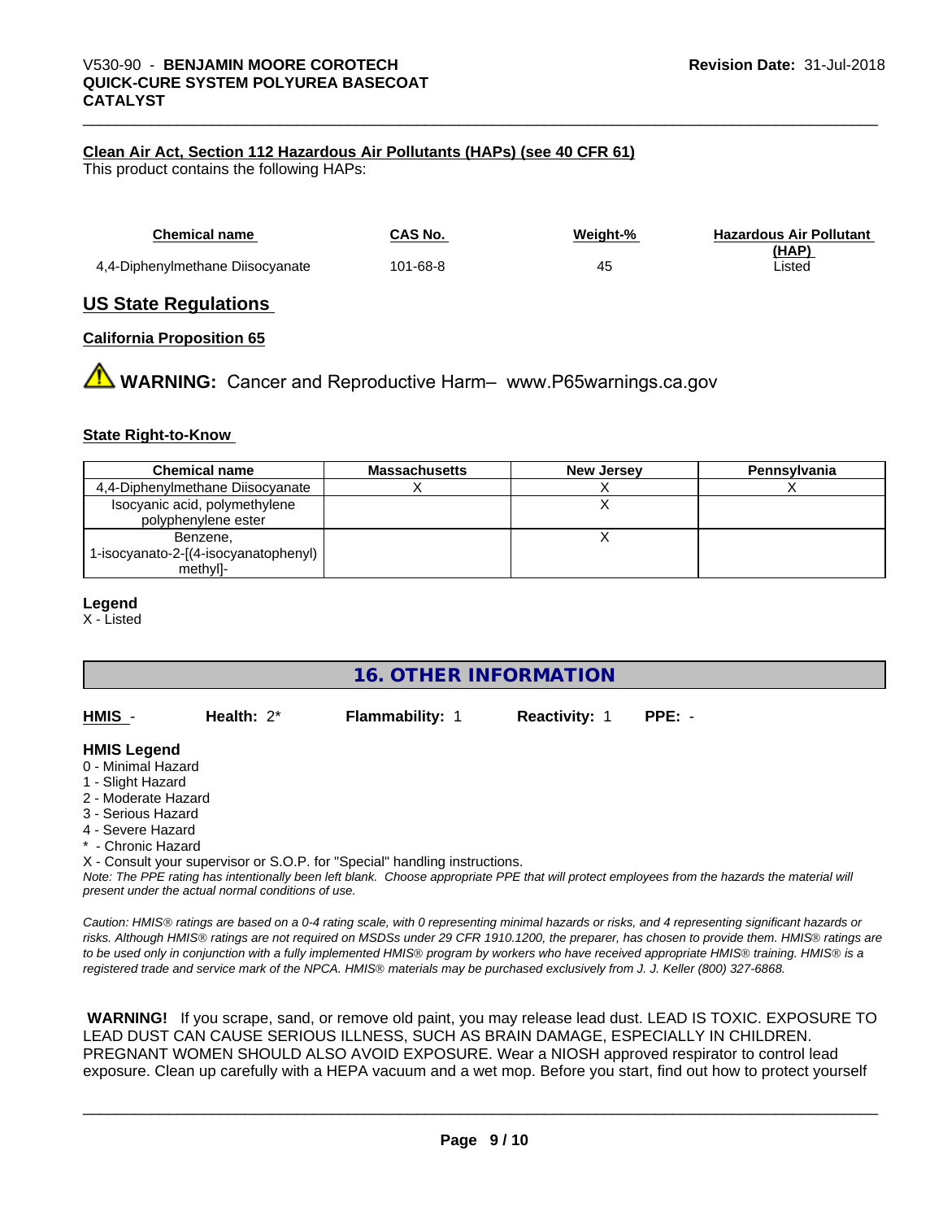#### Clean Air Act, Section 112 Hazardous Air Pollutants (HAPs) (see 40 CFR 61)

This product contains the following HAPs:

| Chemical name | CAS No. | Weight-% | Hazardous Air Pollutant (HAP) |
|---|---|---|---|
| 4,4-Diphenylmethane Diisocyanate | 101-68-8 | 45 | Listed |

## US State Regulations

#### California Proposition 65

**⚠ WARNING:** Cancer and Reproductive Harm– www.P65warnings.ca.gov

#### State Right-to-Know

| Chemical name | Massachusetts | New Jersey | Pennsylvania |
|---|---|---|---|
| 4,4-Diphenylmethane Diisocyanate | X | X | X |
| Isocyanic acid, polymethylene polyphenylene ester | | X | |
| Benzene, 1-isocyanato-2-[(4-isocyanatophenyl) methyl]- | | X | |

**Legend**

X - Listed

# 16. OTHER INFORMATION

**HMIS** - **Health:** 2* **Flammability:** 1 **Reactivity:** 1 **PPE:** -

**HMIS Legend**

0 - Minimal Hazard
1 - Slight Hazard
2 - Moderate Hazard
3 - Serious Hazard
4 - Severe Hazard
* - Chronic Hazard
X - Consult your supervisor or S.O.P. for "Special" handling instructions.

*Note: The PPE rating has intentionally been left blank. Choose appropriate PPE that will protect employees from the hazards the material will present under the actual normal conditions of use.*

*Caution: HMIS® ratings are based on a 0-4 rating scale, with 0 representing minimal hazards or risks, and 4 representing significant hazards or risks. Although HMIS® ratings are not required on MSDSs under 29 CFR 1910.1200, the preparer, has chosen to provide them. HMIS® ratings are to be used only in conjunction with a fully implemented HMIS® program by workers who have received appropriate HMIS® training. HMIS® is a registered trade and service mark of the NPCA. HMIS® materials may be purchased exclusively from J. J. Keller (800) 327-6868.*

**WARNING!** If you scrape, sand, or remove old paint, you may release lead dust. LEAD IS TOXIC. EXPOSURE TO LEAD DUST CAN CAUSE SERIOUS ILLNESS, SUCH AS BRAIN DAMAGE, ESPECIALLY IN CHILDREN. PREGNANT WOMEN SHOULD ALSO AVOID EXPOSURE. Wear a NIOSH approved respirator to control lead exposure. Clean up carefully with a HEPA vacuum and a wet mop. Before you start, find out how to protect yourself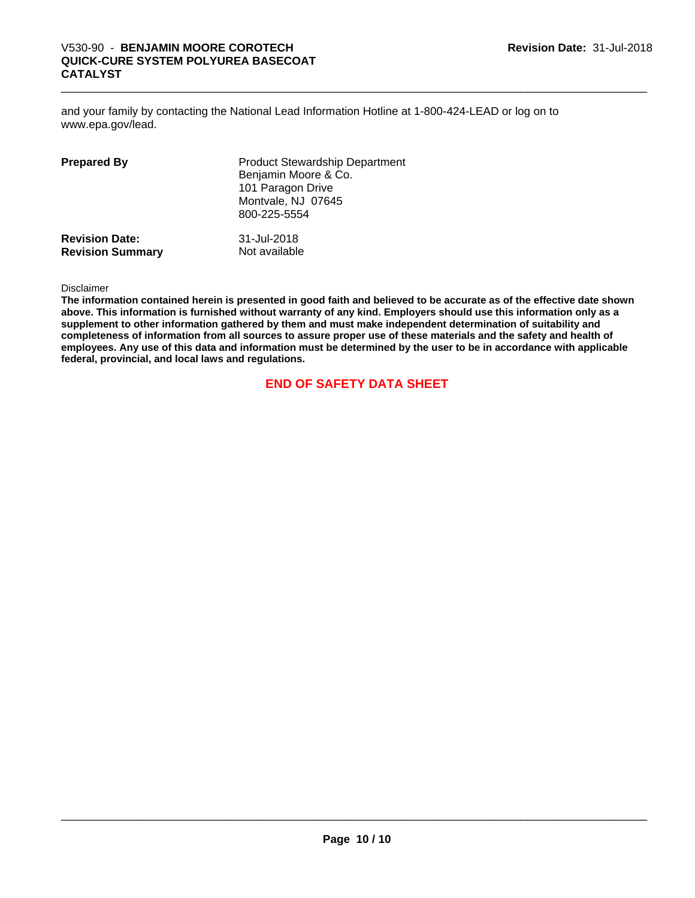and your family by contacting the National Lead Information Hotline at 1-800-424-LEAD or log on to www.epa.gov/lead.

| | |
|---|---|
| **Prepared By** | Product Stewardship Department<br>Benjamin Moore & Co.<br>101 Paragon Drive<br>Montvale, NJ 07645<br>800-225-5554 |
| **Revision Date:** | 31-Jul-2018 |
| **Revision Summary** | Not available |

Disclaimer

**The information contained herein is presented in good faith and believed to be accurate as of the effective date shown above. This information is furnished without warranty of any kind. Employers should use this information only as a supplement to other information gathered by them and must make independent determination of suitability and completeness of information from all sources to assure proper use of these materials and the safety and health of employees. Any use of this data and information must be determined by the user to be in accordance with applicable federal, provincial, and local laws and regulations.**

**END OF SAFETY DATA SHEET**